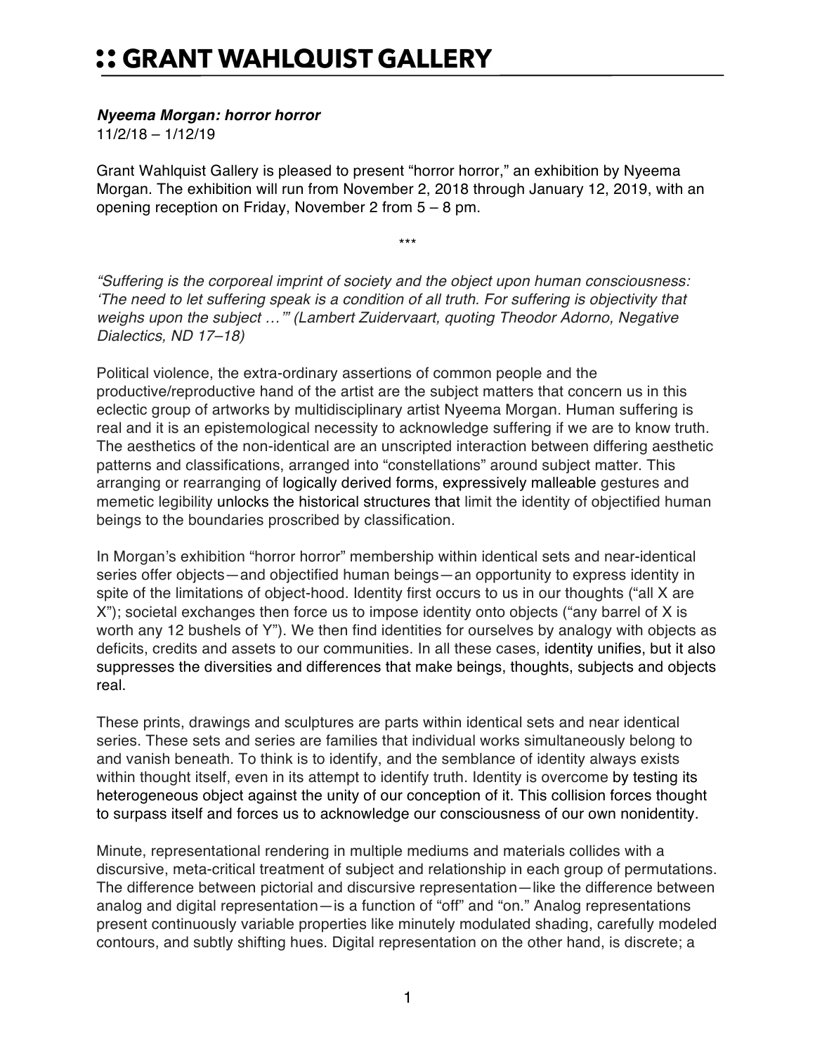# :: GRANT WAHLQUIST GALLERY

***Nyeema Morgan: horror horror***
11/2/18 – 1/12/19

Grant Wahlquist Gallery is pleased to present "horror horror," an exhibition by Nyeema Morgan. The exhibition will run from November 2, 2018 through January 12, 2019, with an opening reception on Friday, November 2 from 5 – 8 pm.

\*\*\*

*"Suffering is the corporeal imprint of society and the object upon human consciousness: 'The need to let suffering speak is a condition of all truth. For suffering is objectivity that weighs upon the subject …'" (Lambert Zuidervaart, quoting Theodor Adorno, Negative Dialectics, ND 17–18)*

Political violence, the extra-ordinary assertions of common people and the productive/reproductive hand of the artist are the subject matters that concern us in this eclectic group of artworks by multidisciplinary artist Nyeema Morgan. Human suffering is real and it is an epistemological necessity to acknowledge suffering if we are to know truth. The aesthetics of the non-identical are an unscripted interaction between differing aesthetic patterns and classifications, arranged into "constellations" around subject matter. This arranging or rearranging of logically derived forms, expressively malleable gestures and memetic legibility unlocks the historical structures that limit the identity of objectified human beings to the boundaries proscribed by classification.

In Morgan's exhibition "horror horror" membership within identical sets and near-identical series offer objects—and objectified human beings—an opportunity to express identity in spite of the limitations of object-hood. Identity first occurs to us in our thoughts ("all X are X"); societal exchanges then force us to impose identity onto objects ("any barrel of X is worth any 12 bushels of Y"). We then find identities for ourselves by analogy with objects as deficits, credits and assets to our communities. In all these cases, identity unifies, but it also suppresses the diversities and differences that make beings, thoughts, subjects and objects real.

These prints, drawings and sculptures are parts within identical sets and near identical series. These sets and series are families that individual works simultaneously belong to and vanish beneath. To think is to identify, and the semblance of identity always exists within thought itself, even in its attempt to identify truth. Identity is overcome by testing its heterogeneous object against the unity of our conception of it. This collision forces thought to surpass itself and forces us to acknowledge our consciousness of our own nonidentity.

Minute, representational rendering in multiple mediums and materials collides with a discursive, meta-critical treatment of subject and relationship in each group of permutations. The difference between pictorial and discursive representation—like the difference between analog and digital representation—is a function of "off" and "on." Analog representations present continuously variable properties like minutely modulated shading, carefully modeled contours, and subtly shifting hues. Digital representation on the other hand, is discrete; a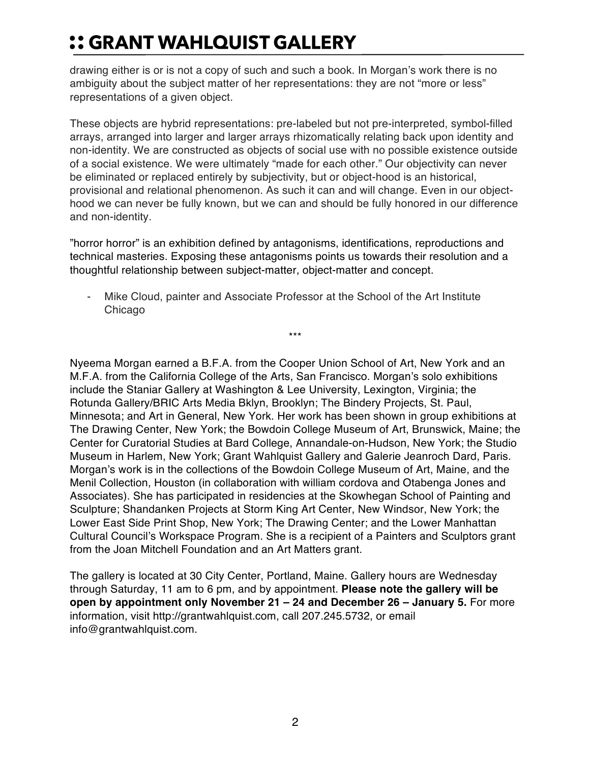drawing either is or is not a copy of such and such a book. In Morgan's work there is no ambiguity about the subject matter of her representations: they are not "more or less" representations of a given object.

These objects are hybrid representations: pre-labeled but not pre-interpreted, symbol-filled arrays, arranged into larger and larger arrays rhizomatically relating back upon identity and non-identity. We are constructed as objects of social use with no possible existence outside of a social existence. We were ultimately "made for each other." Our objectivity can never be eliminated or replaced entirely by subjectivity, but or object-hood is an historical, provisional and relational phenomenon. As such it can and will change. Even in our object-hood we can never be fully known, but we can and should be fully honored in our difference and non-identity.

"horror horror" is an exhibition defined by antagonisms, identifications, reproductions and technical masteries. Exposing these antagonisms points us towards their resolution and a thoughtful relationship between subject-matter, object-matter and concept.

- Mike Cloud, painter and Associate Professor at the School of the Art Institute Chicago

\*\*\*

Nyeema Morgan earned a B.F.A. from the Cooper Union School of Art, New York and an M.F.A. from the California College of the Arts, San Francisco. Morgan's solo exhibitions include the Staniar Gallery at Washington & Lee University, Lexington, Virginia; the Rotunda Gallery/BRIC Arts Media Bklyn, Brooklyn; The Bindery Projects, St. Paul, Minnesota; and Art in General, New York. Her work has been shown in group exhibitions at The Drawing Center, New York; the Bowdoin College Museum of Art, Brunswick, Maine; the Center for Curatorial Studies at Bard College, Annandale-on-Hudson, New York; the Studio Museum in Harlem, New York; Grant Wahlquist Gallery and Galerie Jeanroch Dard, Paris. Morgan's work is in the collections of the Bowdoin College Museum of Art, Maine, and the Menil Collection, Houston (in collaboration with william cordova and Otabenga Jones and Associates). She has participated in residencies at the Skowhegan School of Painting and Sculpture; Shandanken Projects at Storm King Art Center, New Windsor, New York; the Lower East Side Print Shop, New York; The Drawing Center; and the Lower Manhattan Cultural Council's Workspace Program. She is a recipient of a Painters and Sculptors grant from the Joan Mitchell Foundation and an Art Matters grant.

The gallery is located at 30 City Center, Portland, Maine. Gallery hours are Wednesday through Saturday, 11 am to 6 pm, and by appointment. **Please note the gallery will be open by appointment only November 21 – 24 and December 26 – January 5.** For more information, visit http://grantwahlquist.com, call 207.245.5732, or email info@grantwahlquist.com.